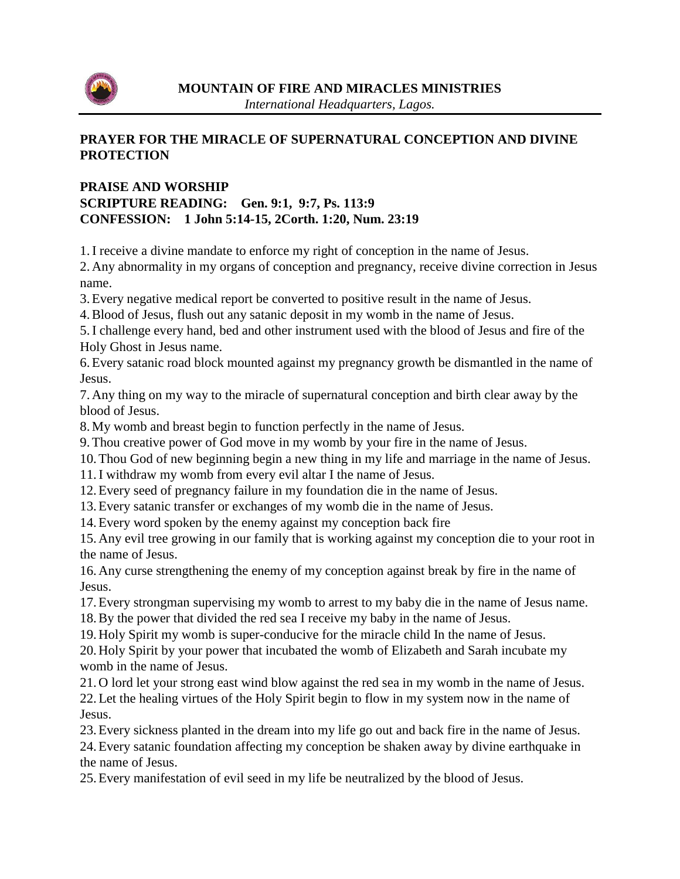**MOUNTAIN OF FIRE AND MIRACLES MINISTRIES**
*International Headquarters, Lagos.*

## PRAYER FOR THE MIRACLE OF SUPERNATURAL CONCEPTION AND DIVINE PROTECTION

**PRAISE AND WORSHIP**
**SCRIPTURE READING: Gen. 9:1, 9:7, Ps. 113:9**
**CONFESSION: 1 John 5:14-15, 2Corth. 1:20, Num. 23:19**

1. I receive a divine mandate to enforce my right of conception in the name of Jesus.
2. Any abnormality in my organs of conception and pregnancy, receive divine correction in Jesus name.
3. Every negative medical report be converted to positive result in the name of Jesus.
4. Blood of Jesus, flush out any satanic deposit in my womb in the name of Jesus.
5. I challenge every hand, bed and other instrument used with the blood of Jesus and fire of the Holy Ghost in Jesus name.
6. Every satanic road block mounted against my pregnancy growth be dismantled in the name of Jesus.
7. Any thing on my way to the miracle of supernatural conception and birth clear away by the blood of Jesus.
8. My womb and breast begin to function perfectly in the name of Jesus.
9. Thou creative power of God move in my womb by your fire in the name of Jesus.
10. Thou God of new beginning begin a new thing in my life and marriage in the name of Jesus.
11. I withdraw my womb from every evil altar I the name of Jesus.
12. Every seed of pregnancy failure in my foundation die in the name of Jesus.
13. Every satanic transfer or exchanges of my womb die in the name of Jesus.
14. Every word spoken by the enemy against my conception back fire
15. Any evil tree growing in our family that is working against my conception die to your root in the name of Jesus.
16. Any curse strengthening the enemy of my conception against break by fire in the name of Jesus.
17. Every strongman supervising my womb to arrest to my baby die in the name of Jesus name.
18. By the power that divided the red sea I receive my baby in the name of Jesus.
19. Holy Spirit my womb is super-conducive for the miracle child In the name of Jesus.
20. Holy Spirit by your power that incubated the womb of Elizabeth and Sarah incubate my womb in the name of Jesus.
21. O lord let your strong east wind blow against the red sea in my womb in the name of Jesus.
22. Let the healing virtues of the Holy Spirit begin to flow in my system now in the name of Jesus.
23. Every sickness planted in the dream into my life go out and back fire in the name of Jesus.
24. Every satanic foundation affecting my conception be shaken away by divine earthquake in the name of Jesus.
25. Every manifestation of evil seed in my life be neutralized by the blood of Jesus.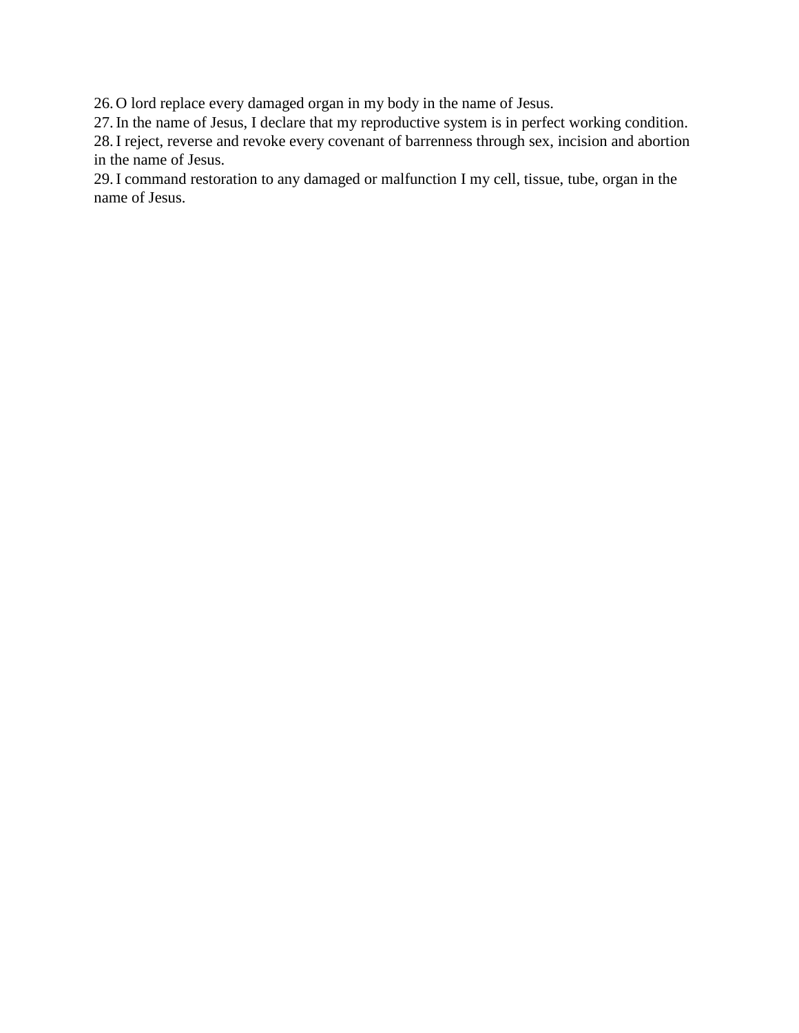26. O lord replace every damaged organ in my body in the name of Jesus.
27. In the name of Jesus, I declare that my reproductive system is in perfect working condition.
28. I reject, reverse and revoke every covenant of barrenness through sex, incision and abortion in the name of Jesus.
29. I command restoration to any damaged or malfunction I my cell, tissue, tube, organ in the name of Jesus.